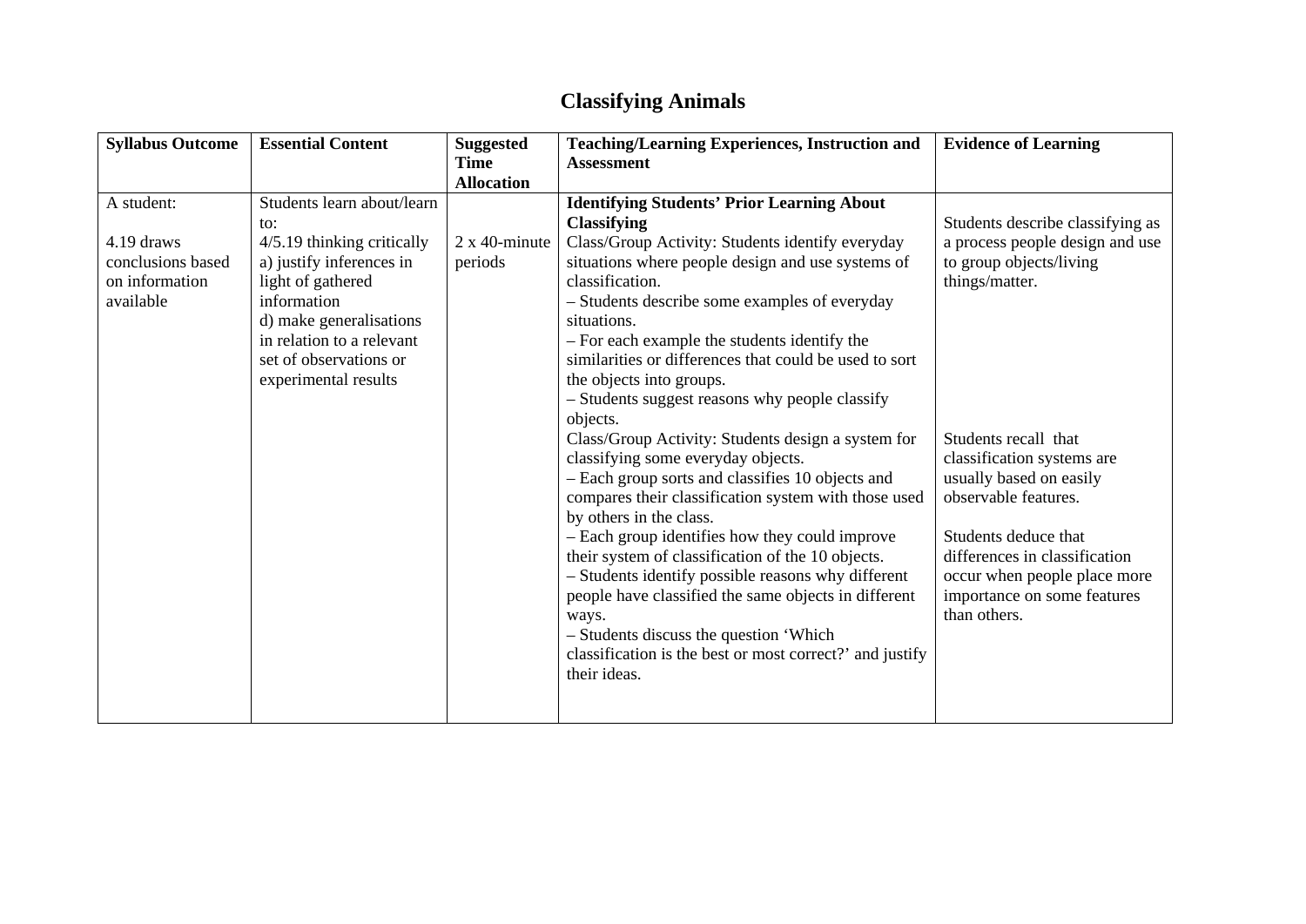# Classifying Animals

| Syllabus Outcome | Essential Content | Suggested Time Allocation | Teaching/Learning Experiences, Instruction and Assessment | Evidence of Learning |
|---|---|---|---|---|
| A student:<br><br>4.19 draws conclusions based on information available | Students learn about/learn to:<br>4/5.19 thinking critically<br>a) justify inferences in light of gathered information<br>d) make generalisations in relation to a relevant set of observations or experimental results | 2 x 40-minute periods | **Identifying Students' Prior Learning About Classifying**<br>Class/Group Activity: Students identify everyday situations where people design and use systems of classification.<br>– Students describe some examples of everyday situations.<br>– For each example the students identify the similarities or differences that could be used to sort the objects into groups.<br>– Students suggest reasons why people classify objects.<br>Class/Group Activity: Students design a system for classifying some everyday objects.<br>– Each group sorts and classifies 10 objects and compares their classification system with those used by others in the class.<br>– Each group identifies how they could improve their system of classification of the 10 objects.<br>– Students identify possible reasons why different people have classified the same objects in different ways.<br>– Students discuss the question 'Which classification is the best or most correct?' and justify their ideas. | Students describe classifying as a process people design and use to group objects/living things/matter.<br><br>Students recall that classification systems are usually based on easily observable features.<br><br>Students deduce that differences in classification occur when people place more importance on some features than others. |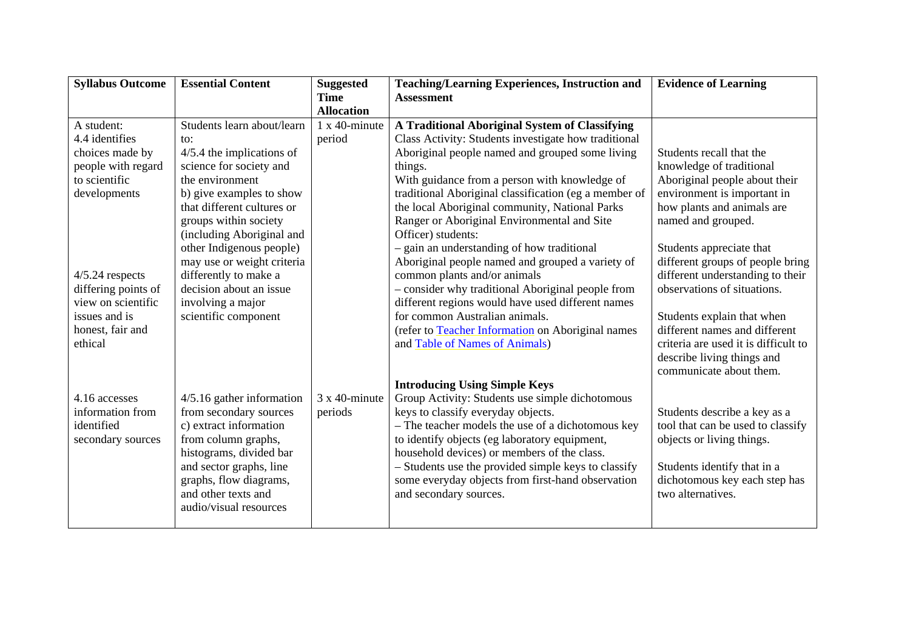| Syllabus Outcome | Essential Content | Suggested Time Allocation | Teaching/Learning Experiences, Instruction and Assessment | Evidence of Learning |
| --- | --- | --- | --- | --- |
| A student:<br>4.4 identifies choices made by people with regard to scientific developments<br><br>4/5.24 respects differing points of view on scientific issues and is honest, fair and ethical | Students learn about/learn to:<br>4/5.4 the implications of science for society and the environment<br>b) give examples to show that different cultures or groups within society (including Aboriginal and other Indigenous people) may use or weight criteria differently to make a decision about an issue involving a major scientific component | 1 x 40-minute period | **A Traditional Aboriginal System of Classifying**<br>Class Activity: Students investigate how traditional Aboriginal people named and grouped some living things.<br>With guidance from a person with knowledge of traditional Aboriginal classification (eg a member of the local Aboriginal community, National Parks Ranger or Aboriginal Environmental and Site Officer) students:<br>– gain an understanding of how traditional Aboriginal people named and grouped a variety of common plants and/or animals<br>– consider why traditional Aboriginal people from different regions would have used different names for common Australian animals.<br>(refer to Teacher Information on Aboriginal names and Table of Names of Animals) | Students recall that the knowledge of traditional Aboriginal people about their environment is important in how plants and animals are named and grouped.<br><br>Students appreciate that different groups of people bring different understanding to their observations of situations.<br><br>Students explain that when different names and different criteria are used it is difficult to describe living things and communicate about them. |
| 4.16 accesses information from identified secondary sources | 4/5.16 gather information from secondary sources<br>c) extract information from column graphs, histograms, divided bar and sector graphs, line graphs, flow diagrams, and other texts and audio/visual resources | 3 x 40-minute periods | **Introducing Using Simple Keys**<br>Group Activity: Students use simple dichotomous keys to classify everyday objects.<br>– The teacher models the use of a dichotomous key to identify objects (eg laboratory equipment, household devices) or members of the class.<br>– Students use the provided simple keys to classify some everyday objects from first-hand observation and secondary sources. | Students describe a key as a tool that can be used to classify objects or living things.<br><br>Students identify that in a dichotomous key each step has two alternatives. |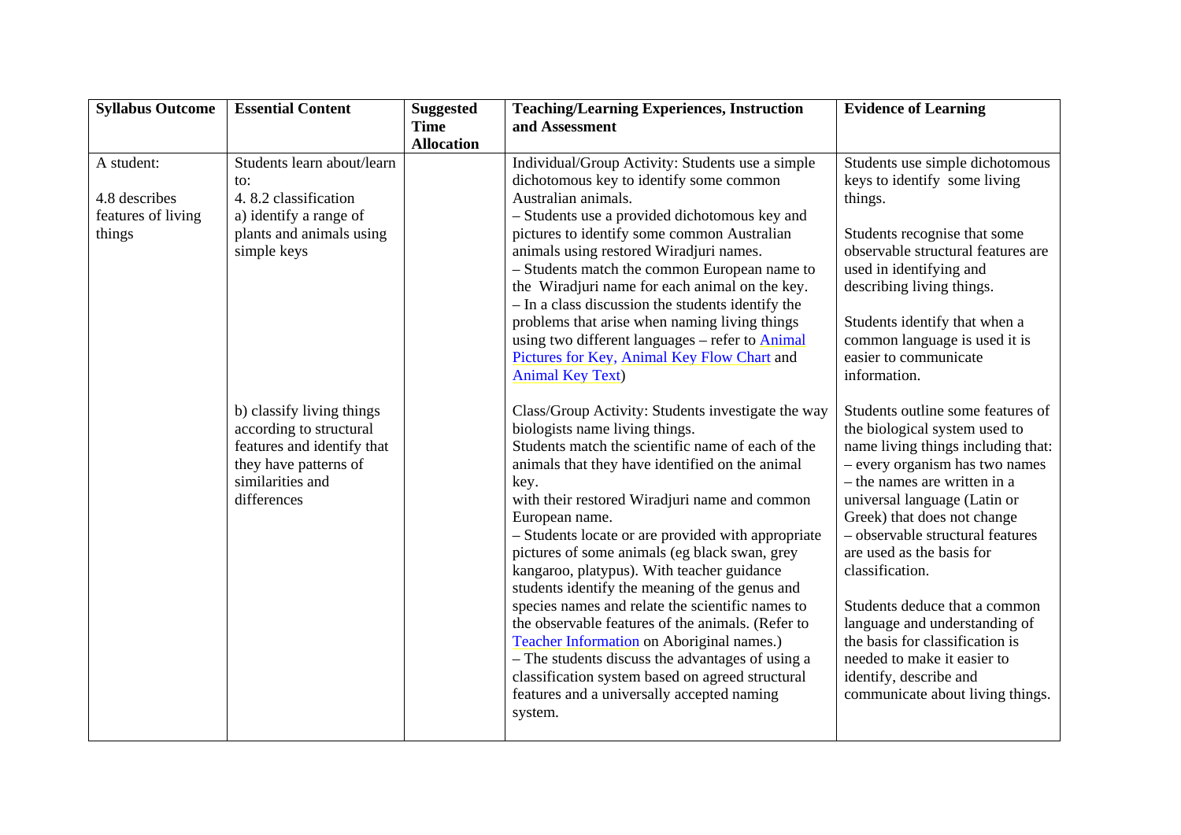| Syllabus Outcome | Essential Content | Suggested Time Allocation | Teaching/Learning Experiences, Instruction and Assessment | Evidence of Learning |
|---|---|---|---|---|
| A student:<br><br>4.8 describes features of living things | Students learn about/learn to:<br>4. 8.2 classification<br>a) identify a range of plants and animals using simple keys | | Individual/Group Activity: Students use a simple dichotomous key to identify some common Australian animals.<br>– Students use a provided dichotomous key and pictures to identify some common Australian animals using restored Wiradjuri names.<br>– Students match the common European name to the Wiradjuri name for each animal on the key.<br>– In a class discussion the students identify the problems that arise when naming living things using two different languages – refer to Animal Pictures for Key, Animal Key Flow Chart and Animal Key Text) | Students use simple dichotomous keys to identify some living things.<br><br>Students recognise that some observable structural features are used in identifying and describing living things.<br><br>Students identify that when a common language is used it is easier to communicate information. |
| | b) classify living things according to structural features and identify that they have patterns of similarities and differences | | Class/Group Activity: Students investigate the way biologists name living things.<br>Students match the scientific name of each of the animals that they have identified on the animal key.<br>with their restored Wiradjuri name and common European name.<br>– Students locate or are provided with appropriate pictures of some animals (eg black swan, grey kangaroo, platypus). With teacher guidance students identify the meaning of the genus and species names and relate the scientific names to the observable features of the animals. (Refer to Teacher Information on Aboriginal names.)<br>– The students discuss the advantages of using a classification system based on agreed structural features and a universally accepted naming system. | Students outline some features of the biological system used to name living things including that:<br>– every organism has two names<br>– the names are written in a universal language (Latin or Greek) that does not change<br>– observable structural features are used as the basis for classification.<br><br>Students deduce that a common language and understanding of the basis for classification is needed to make it easier to identify, describe and communicate about living things. |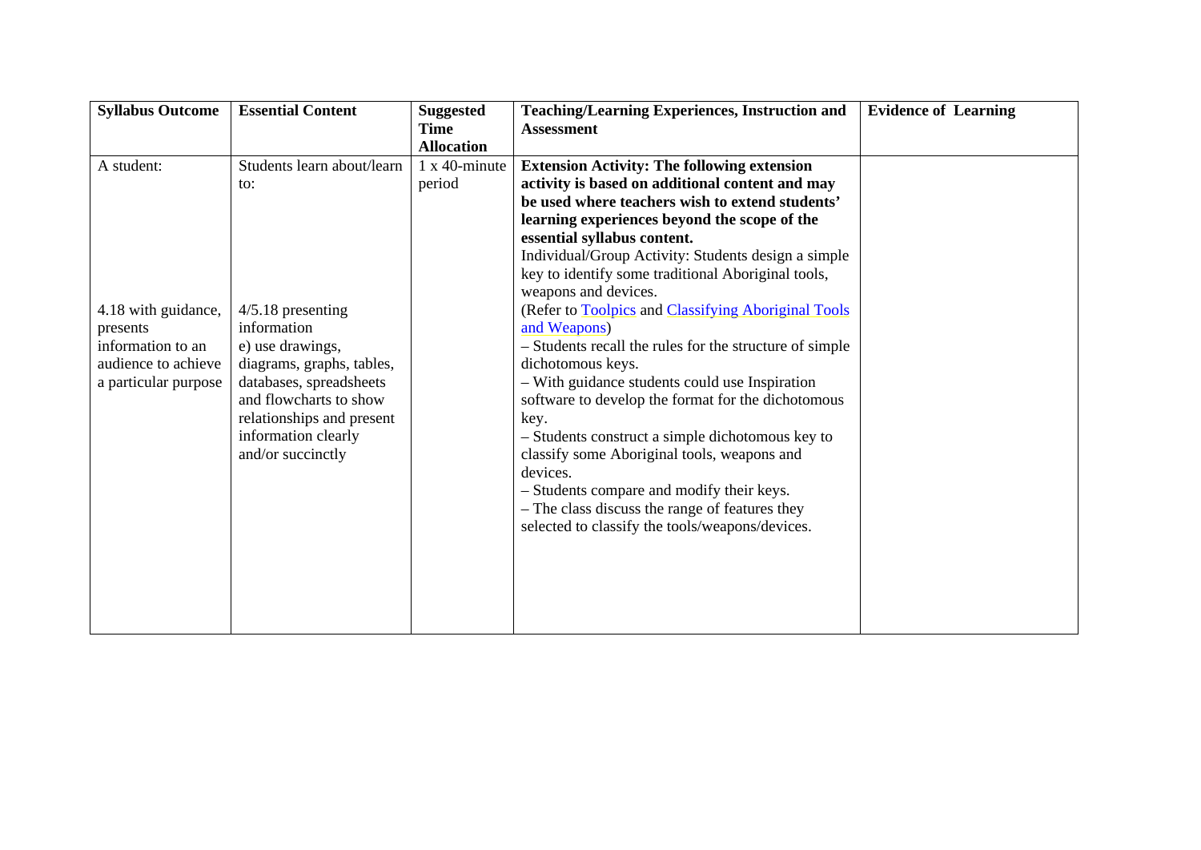| Syllabus Outcome | Essential Content | Suggested Time Allocation | Teaching/Learning Experiences, Instruction and Assessment | Evidence of Learning |
|---|---|---|---|---|
| A student:<br><br>4.18 with guidance, presents information to an audience to achieve a particular purpose | Students learn about/learn to:<br><br>4/5.18 presenting information<br>e) use drawings, diagrams, graphs, tables, databases, spreadsheets and flowcharts to show relationships and present information clearly and/or succinctly | 1 x 40-minute period | **Extension Activity: The following extension activity is based on additional content and may be used where teachers wish to extend students' learning experiences beyond the scope of the essential syllabus content.**<br>Individual/Group Activity: Students design a simple key to identify some traditional Aboriginal tools, weapons and devices.<br>(Refer to Toolpics and Classifying Aboriginal Tools and Weapons)<br>– Students recall the rules for the structure of simple dichotomous keys.<br>– With guidance students could use Inspiration software to develop the format for the dichotomous key.<br>– Students construct a simple dichotomous key to classify some Aboriginal tools, weapons and devices.<br>– Students compare and modify their keys.<br>– The class discuss the range of features they selected to classify the tools/weapons/devices. | |